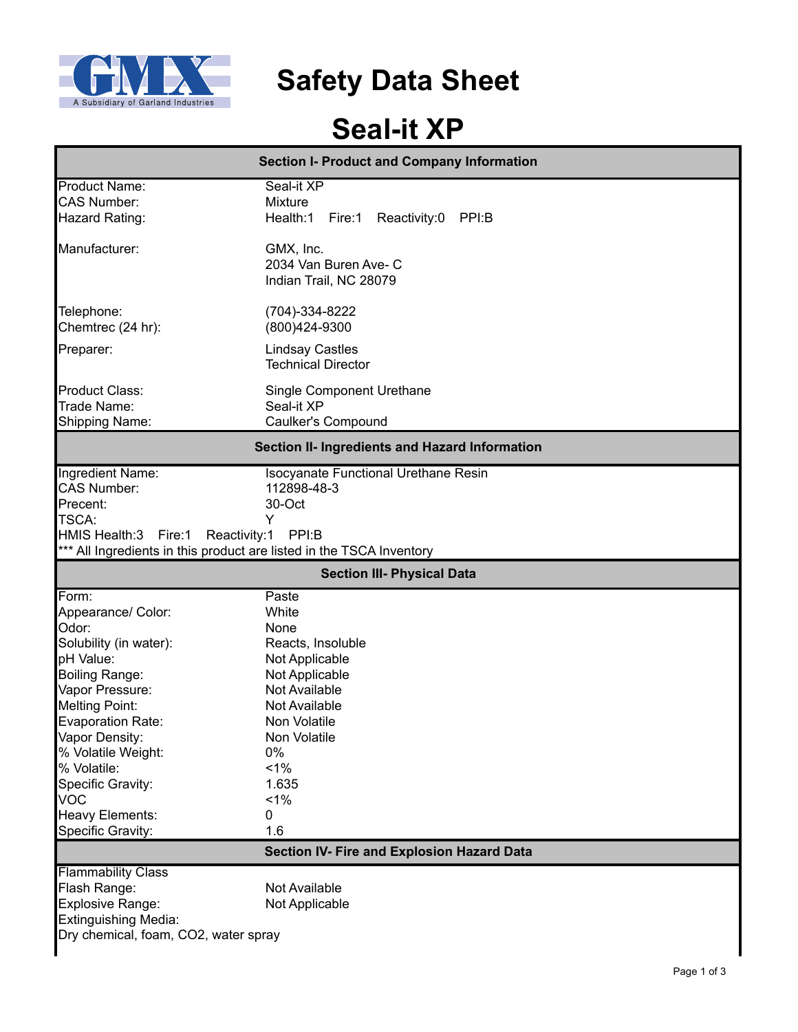GMX
A Subsidiary of Garland Industries

# Safety Data Sheet

# Seal-it XP

## Section I- Product and Company Information

| | |
|---|---|
| Product Name: | Seal-it XP |
| CAS Number: | Mixture |
| Hazard Rating: | Health:1 Fire:1 Reactivity:0 PPI:B |
| Manufacturer: | GMX, Inc.<br>2034 Van Buren Ave- C<br>Indian Trail, NC 28079 |
| Telephone: | (704)-334-8222 |
| Chemtrec (24 hr): | (800)424-9300 |
| Preparer: | Lindsay Castles<br>Technical Director |
| Product Class: | Single Component Urethane |
| Trade Name: | Seal-it XP |
| Shipping Name: | Caulker's Compound |

## Section II- Ingredients and Hazard Information

| | |
|---|---|
| Ingredient Name: | Isocyanate Functional Urethane Resin |
| CAS Number: | 112898-48-3 |
| Precent: | 30-Oct |
| TSCA: | Y |

HMIS Health:3 Fire:1 Reactivity:1 PPI:B

*** All Ingredients in this product are listed in the TSCA Inventory

## Section III- Physical Data

| | |
|---|---|
| Form: | Paste |
| Appearance/ Color: | White |
| Odor: | None |
| Solubility (in water): | Reacts, Insoluble |
| pH Value: | Not Applicable |
| Boiling Range: | Not Applicable |
| Vapor Pressure: | Not Available |
| Melting Point: | Not Available |
| Evaporation Rate: | Non Volatile |
| Vapor Density: | Non Volatile |
| % Volatile Weight: | 0% |
| % Volatile: | <1% |
| Specific Gravity: | 1.635 |
| VOC | <1% |
| Heavy Elements: | 0 |
| Specific Gravity: | 1.6 |

## Section IV- Fire and Explosion Hazard Data

Flammability Class

| | |
|---|---|
| Flash Range: | Not Available |
| Explosive Range: | Not Applicable |

Extinguishing Media:

Dry chemical, foam, CO2, water spray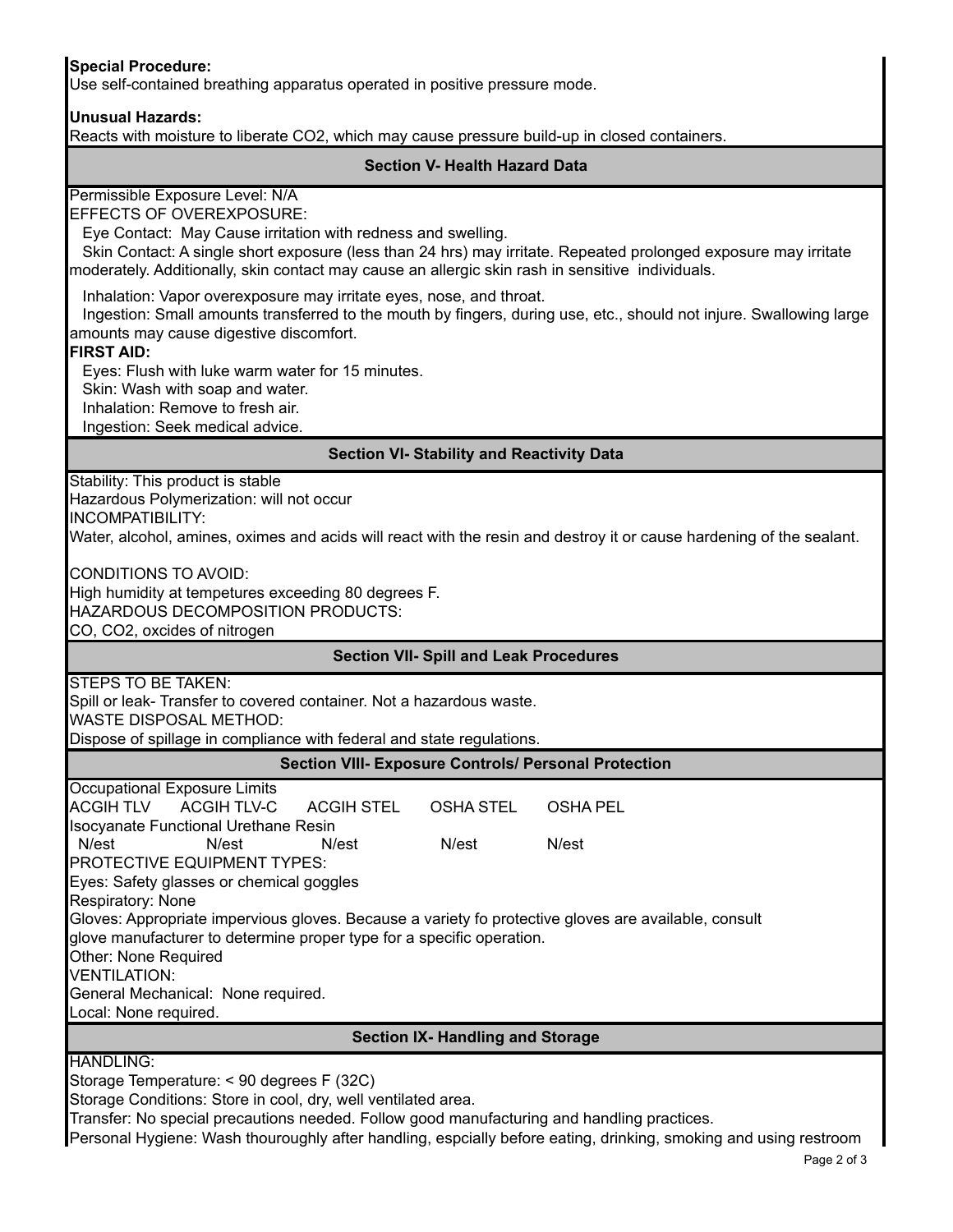**Special Procedure:**
Use self-contained breathing apparatus operated in positive pressure mode.

**Unusual Hazards:**
Reacts with moisture to liberate $CO_2$, which may cause pressure build-up in closed containers.

## Section V- Health Hazard Data

Permissible Exposure Level: N/A
EFFECTS OF OVEREXPOSURE:
Eye Contact: May Cause irritation with redness and swelling.
Skin Contact: A single short exposure (less than 24 hrs) may irritate. Repeated prolonged exposure may irritate moderately. Additionally, skin contact may cause an allergic skin rash in sensitive individuals.

Inhalation: Vapor overexposure may irritate eyes, nose, and throat.
Ingestion: Small amounts transferred to the mouth by fingers, during use, etc., should not injure. Swallowing large amounts may cause digestive discomfort.

**FIRST AID:**
Eyes: Flush with luke warm water for 15 minutes.
Skin: Wash with soap and water.
Inhalation: Remove to fresh air.
Ingestion: Seek medical advice.

## Section VI- Stability and Reactivity Data

Stability: This product is stable
Hazardous Polymerization: will not occur
INCOMPATIBILITY:
Water, alcohol, amines, oximes and acids will react with the resin and destroy it or cause hardening of the sealant.

CONDITIONS TO AVOID:
High humidity at tempetures exceeding 80 degrees F.
HAZARDOUS DECOMPOSITION PRODUCTS:
CO, $CO_2$, oxcides of nitrogen

## Section VII- Spill and Leak Procedures

STEPS TO BE TAKEN:
Spill or leak- Transfer to covered container. Not a hazardous waste.
WASTE DISPOSAL METHOD:
Dispose of spillage in compliance with federal and state regulations.

## Section VIII- Exposure Controls/ Personal Protection

Occupational Exposure Limits

| | ACGIH TLV | ACGIH TLV-C | ACGIH STEL | OSHA STEL | OSHA PEL |
|---|---|---|---|---|---|
| Isocyanate Functional Urethane Resin | N/est | N/est | N/est | N/est | N/est |

PROTECTIVE EQUIPMENT TYPES:
Eyes: Safety glasses or chemical goggles
Respiratory: None
Gloves: Appropriate impervious gloves. Because a variety fo protective gloves are available, consult glove manufacturer to determine proper type for a specific operation.
Other: None Required
VENTILATION:
General Mechanical: None required.
Local: None required.

## Section IX- Handling and Storage

HANDLING:
Storage Temperature: < 90 degrees F (32C)
Storage Conditions: Store in cool, dry, well ventilated area.
Transfer: No special precautions needed. Follow good manufacturing and handling practices.
Personal Hygiene: Wash thouroughly after handling, espcially before eating, drinking, smoking and using restroom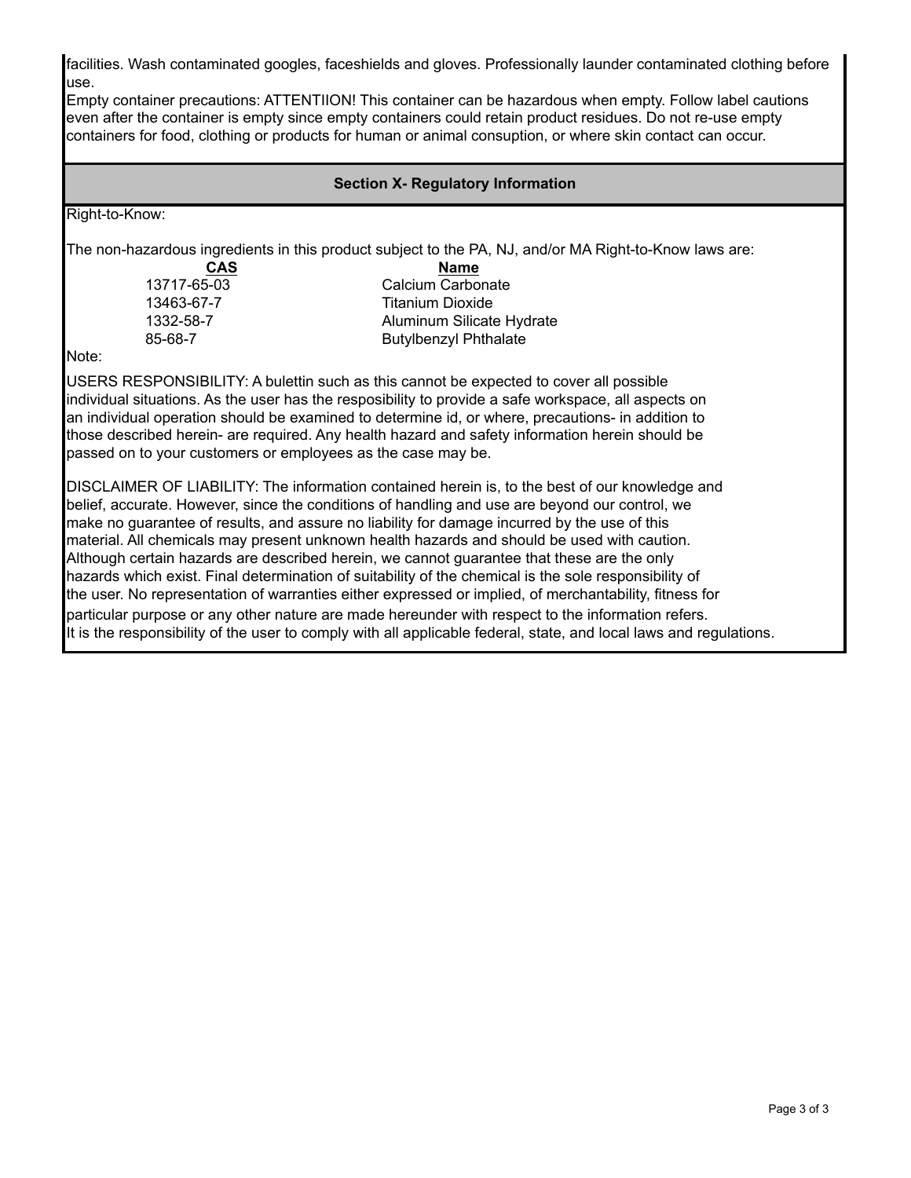facilities. Wash contaminated googles, faceshields and gloves. Professionally launder contaminated clothing before use.

Empty container precautions: ATTENTIION! This container can be hazardous when empty. Follow label cautions even after the container is empty since empty containers could retain product residues. Do not re-use empty containers for food, clothing or products for human or animal consuption, or where skin contact can occur.

## Section X- Regulatory Information

Right-to-Know:

The non-hazardous ingredients in this product subject to the PA, NJ, and/or MA Right-to-Know laws are:

| CAS | Name |
|---|---|
| 13717-65-03 | Calcium Carbonate |
| 13463-67-7 | Titanium Dioxide |
| 1332-58-7 | Aluminum Silicate Hydrate |
| 85-68-7 | Butylbenzyl Phthalate |

Note:

USERS RESPONSIBILITY: A bulettin such as this cannot be expected to cover all possible individual situations. As the user has the resposibility to provide a safe workspace, all aspects on an individual operation should be examined to determine id, or where, precautions- in addition to those described herein- are required. Any health hazard and safety information herein should be passed on to your customers or employees as the case may be.

DISCLAIMER OF LIABILITY: The information contained herein is, to the best of our knowledge and belief, accurate. However, since the conditions of handling and use are beyond our control, we make no guarantee of results, and assure no liability for damage incurred by the use of this material. All chemicals may present unknown health hazards and should be used with caution. Although certain hazards are described herein, we cannot guarantee that these are the only hazards which exist. Final determination of suitability of the chemical is the sole responsibility of the user. No representation of warranties either expressed or implied, of merchantability, fitness for particular purpose or any other nature are made hereunder with respect to the information refers. It is the responsibility of the user to comply with all applicable federal, state, and local laws and regulations.